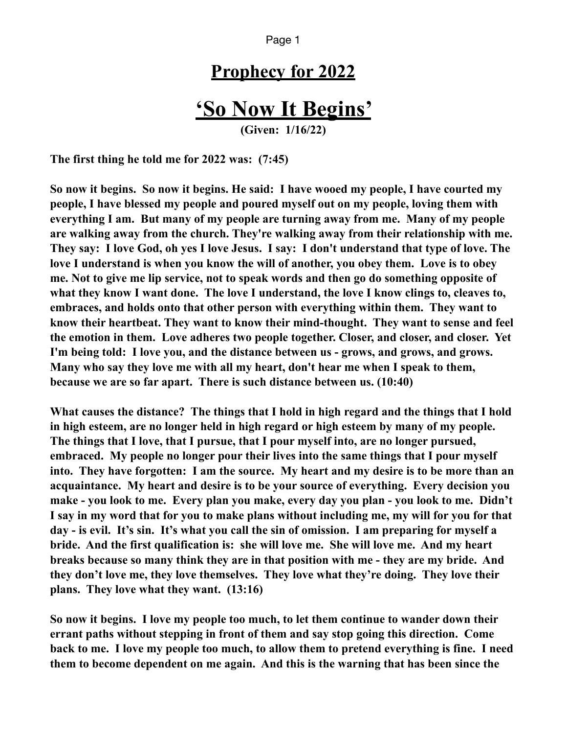# Prophecy for 2022

# 'So Now It Begins'

**(Given: 1/16/22)**

**The first thing he told me for 2022 was: (7:45)**

**So now it begins. So now it begins. He said: I have wooed my people, I have courted my people, I have blessed my people and poured myself out on my people, loving them with everything I am. But many of my people are turning away from me. Many of my people are walking away from the church. They're walking away from their relationship with me. They say: I love God, oh yes I love Jesus. I say: I don't understand that type of love. The love I understand is when you know the will of another, you obey them. Love is to obey me. Not to give me lip service, not to speak words and then go do something opposite of what they know I want done. The love I understand, the love I know clings to, cleaves to, embraces, and holds onto that other person with everything within them. They want to know their heartbeat. They want to know their mind-thought. They want to sense and feel the emotion in them. Love adheres two people together. Closer, and closer, and closer. Yet I'm being told: I love you, and the distance between us - grows, and grows, and grows. Many who say they love me with all my heart, don't hear me when I speak to them, because we are so far apart. There is such distance between us. (10:40)**

**What causes the distance? The things that I hold in high regard and the things that I hold in high esteem, are no longer held in high regard or high esteem by many of my people. The things that I love, that I pursue, that I pour myself into, are no longer pursued, embraced. My people no longer pour their lives into the same things that I pour myself into. They have forgotten: I am the source. My heart and my desire is to be more than an acquaintance. My heart and desire is to be your source of everything. Every decision you make - you look to me. Every plan you make, every day you plan - you look to me. Didn't I say in my word that for you to make plans without including me, my will for you for that day - is evil. It's sin. It's what you call the sin of omission. I am preparing for myself a bride. And the first qualification is: she will love me. She will love me. And my heart breaks because so many think they are in that position with me - they are my bride. And they don't love me, they love themselves. They love what they're doing. They love their plans. They love what they want. (13:16)**

**So now it begins. I love my people too much, to let them continue to wander down their errant paths without stepping in front of them and say stop going this direction. Come back to me. I love my people too much, to allow them to pretend everything is fine. I need them to become dependent on me again. And this is the warning that has been since the**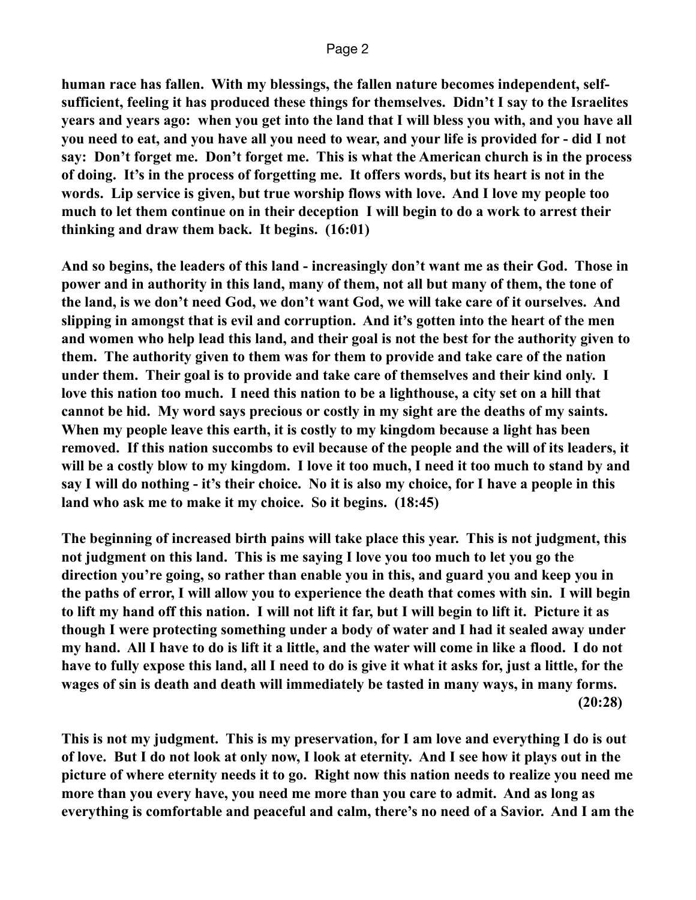**human race has fallen. With my blessings, the fallen nature becomes independent, self-sufficient, feeling it has produced these things for themselves. Didn't I say to the Israelites years and years ago: when you get into the land that I will bless you with, and you have all you need to eat, and you have all you need to wear, and your life is provided for - did I not say: Don't forget me. Don't forget me. This is what the American church is in the process of doing. It's in the process of forgetting me. It offers words, but its heart is not in the words. Lip service is given, but true worship flows with love. And I love my people too much to let them continue on in their deception I will begin to do a work to arrest their thinking and draw them back. It begins. (16:01)**

**And so begins, the leaders of this land - increasingly don't want me as their God. Those in power and in authority in this land, many of them, not all but many of them, the tone of the land, is we don't need God, we don't want God, we will take care of it ourselves. And slipping in amongst that is evil and corruption. And it's gotten into the heart of the men and women who help lead this land, and their goal is not the best for the authority given to them. The authority given to them was for them to provide and take care of the nation under them. Their goal is to provide and take care of themselves and their kind only. I love this nation too much. I need this nation to be a lighthouse, a city set on a hill that cannot be hid. My word says precious or costly in my sight are the deaths of my saints. When my people leave this earth, it is costly to my kingdom because a light has been removed. If this nation succombs to evil because of the people and the will of its leaders, it will be a costly blow to my kingdom. I love it too much, I need it too much to stand by and say I will do nothing - it's their choice. No it is also my choice, for I have a people in this land who ask me to make it my choice. So it begins. (18:45)**

**The beginning of increased birth pains will take place this year. This is not judgment, this not judgment on this land. This is me saying I love you too much to let you go the direction you're going, so rather than enable you in this, and guard you and keep you in the paths of error, I will allow you to experience the death that comes with sin. I will begin to lift my hand off this nation. I will not lift it far, but I will begin to lift it. Picture it as though I were protecting something under a body of water and I had it sealed away under my hand. All I have to do is lift it a little, and the water will come in like a flood. I do not have to fully expose this land, all I need to do is give it what it asks for, just a little, for the wages of sin is death and death will immediately be tasted in many ways, in many forms. (20:28)**

**This is not my judgment. This is my preservation, for I am love and everything I do is out of love. But I do not look at only now, I look at eternity. And I see how it plays out in the picture of where eternity needs it to go. Right now this nation needs to realize you need me more than you every have, you need me more than you care to admit. And as long as everything is comfortable and peaceful and calm, there's no need of a Savior. And I am the**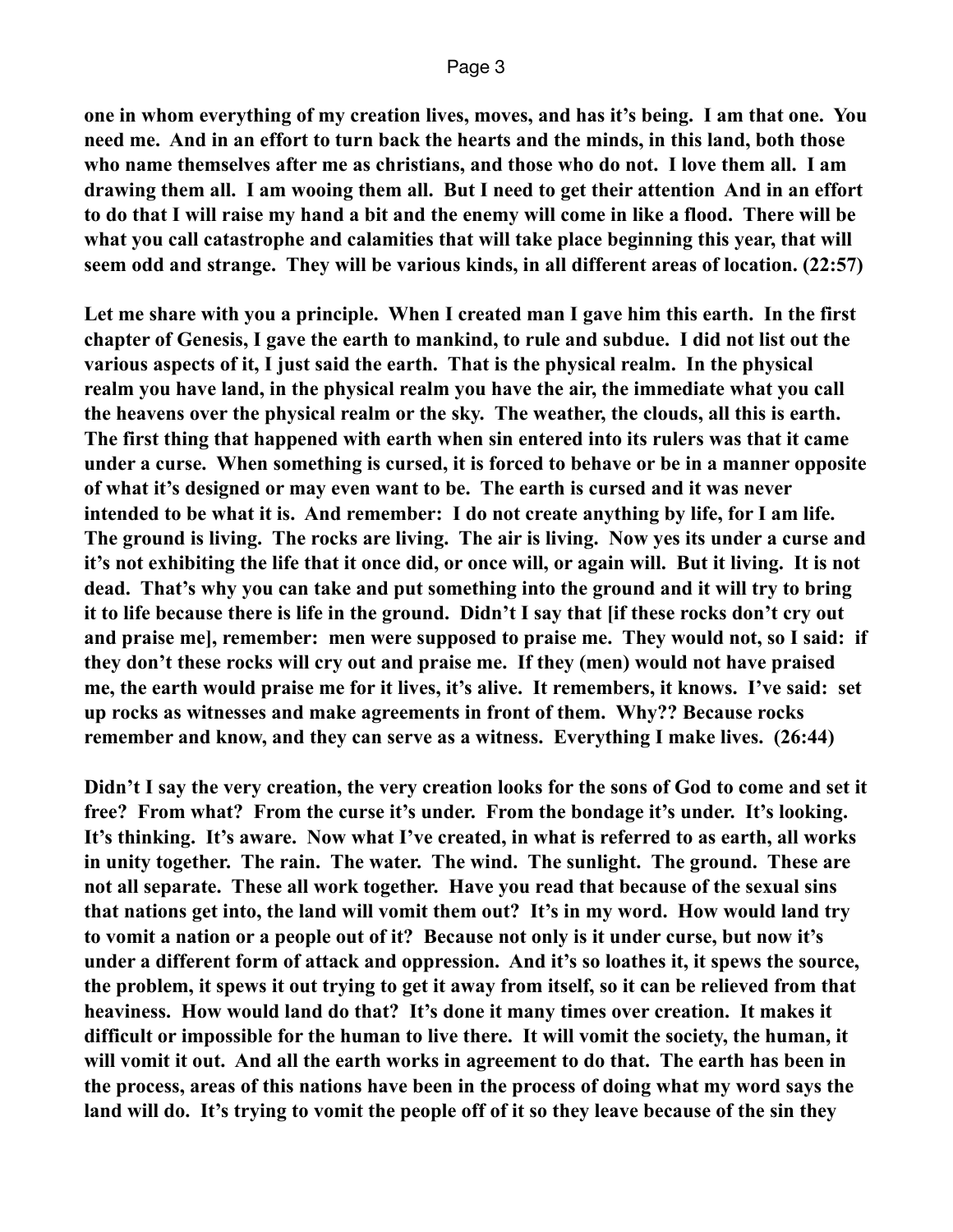**one in whom everything of my creation lives, moves, and has it's being. I am that one. You need me. And in an effort to turn back the hearts and the minds, in this land, both those who name themselves after me as christians, and those who do not. I love them all. I am drawing them all. I am wooing them all. But I need to get their attention And in an effort to do that I will raise my hand a bit and the enemy will come in like a flood. There will be what you call catastrophe and calamities that will take place beginning this year, that will seem odd and strange. They will be various kinds, in all different areas of location. (22:57)**

**Let me share with you a principle. When I created man I gave him this earth. In the first chapter of Genesis, I gave the earth to mankind, to rule and subdue. I did not list out the various aspects of it, I just said the earth. That is the physical realm. In the physical realm you have land, in the physical realm you have the air, the immediate what you call the heavens over the physical realm or the sky. The weather, the clouds, all this is earth. The first thing that happened with earth when sin entered into its rulers was that it came under a curse. When something is cursed, it is forced to behave or be in a manner opposite of what it's designed or may even want to be. The earth is cursed and it was never intended to be what it is. And remember: I do not create anything by life, for I am life. The ground is living. The rocks are living. The air is living. Now yes its under a curse and it's not exhibiting the life that it once did, or once will, or again will. But it living. It is not dead. That's why you can take and put something into the ground and it will try to bring it to life because there is life in the ground. Didn't I say that [if these rocks don't cry out and praise me], remember: men were supposed to praise me. They would not, so I said: if they don't these rocks will cry out and praise me. If they (men) would not have praised me, the earth would praise me for it lives, it's alive. It remembers, it knows. I've said: set up rocks as witnesses and make agreements in front of them. Why?? Because rocks remember and know, and they can serve as a witness. Everything I make lives. (26:44)**

**Didn't I say the very creation, the very creation looks for the sons of God to come and set it free? From what? From the curse it's under. From the bondage it's under. It's looking. It's thinking. It's aware. Now what I've created, in what is referred to as earth, all works in unity together. The rain. The water. The wind. The sunlight. The ground. These are not all separate. These all work together. Have you read that because of the sexual sins that nations get into, the land will vomit them out? It's in my word. How would land try to vomit a nation or a people out of it? Because not only is it under curse, but now it's under a different form of attack and oppression. And it's so loathes it, it spews the source, the problem, it spews it out trying to get it away from itself, so it can be relieved from that heaviness. How would land do that? It's done it many times over creation. It makes it difficult or impossible for the human to live there. It will vomit the society, the human, it will vomit it out. And all the earth works in agreement to do that. The earth has been in the process, areas of this nations have been in the process of doing what my word says the land will do. It's trying to vomit the people off of it so they leave because of the sin they**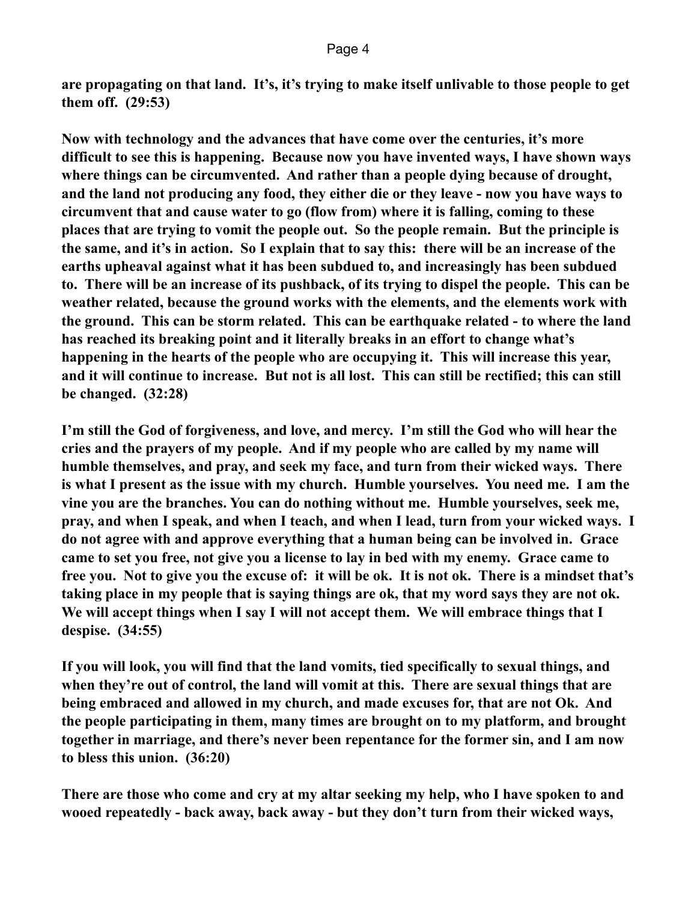**are propagating on that land. It's, it's trying to make itself unlivable to those people to get them off. (29:53)**

**Now with technology and the advances that have come over the centuries, it's more difficult to see this is happening. Because now you have invented ways, I have shown ways where things can be circumvented. And rather than a people dying because of drought, and the land not producing any food, they either die or they leave - now you have ways to circumvent that and cause water to go (flow from) where it is falling, coming to these places that are trying to vomit the people out. So the people remain. But the principle is the same, and it's in action. So I explain that to say this: there will be an increase of the earths upheaval against what it has been subdued to, and increasingly has been subdued to. There will be an increase of its pushback, of its trying to dispel the people. This can be weather related, because the ground works with the elements, and the elements work with the ground. This can be storm related. This can be earthquake related - to where the land has reached its breaking point and it literally breaks in an effort to change what's happening in the hearts of the people who are occupying it. This will increase this year, and it will continue to increase. But not is all lost. This can still be rectified; this can still be changed. (32:28)**

**I'm still the God of forgiveness, and love, and mercy. I'm still the God who will hear the cries and the prayers of my people. And if my people who are called by my name will humble themselves, and pray, and seek my face, and turn from their wicked ways. There is what I present as the issue with my church. Humble yourselves. You need me. I am the vine you are the branches. You can do nothing without me. Humble yourselves, seek me, pray, and when I speak, and when I teach, and when I lead, turn from your wicked ways. I do not agree with and approve everything that a human being can be involved in. Grace came to set you free, not give you a license to lay in bed with my enemy. Grace came to free you. Not to give you the excuse of: it will be ok. It is not ok. There is a mindset that's taking place in my people that is saying things are ok, that my word says they are not ok. We will accept things when I say I will not accept them. We will embrace things that I despise. (34:55)**

**If you will look, you will find that the land vomits, tied specifically to sexual things, and when they're out of control, the land will vomit at this. There are sexual things that are being embraced and allowed in my church, and made excuses for, that are not Ok. And the people participating in them, many times are brought on to my platform, and brought together in marriage, and there's never been repentance for the former sin, and I am now to bless this union. (36:20)**

**There are those who come and cry at my altar seeking my help, who I have spoken to and wooed repeatedly - back away, back away - but they don't turn from their wicked ways,**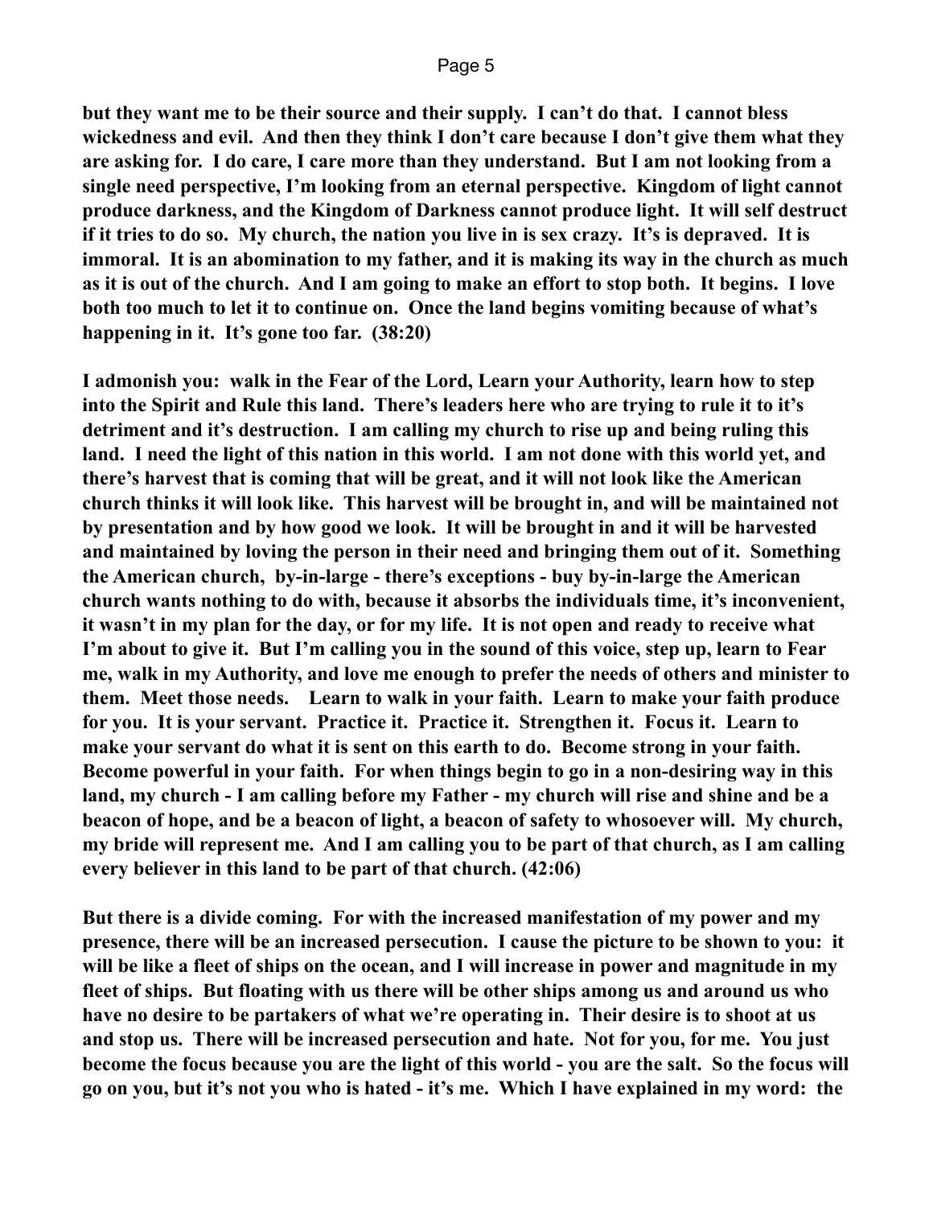**but they want me to be their source and their supply. I can't do that. I cannot bless wickedness and evil. And then they think I don't care because I don't give them what they are asking for. I do care, I care more than they understand. But I am not looking from a single need perspective, I'm looking from an eternal perspective. Kingdom of light cannot produce darkness, and the Kingdom of Darkness cannot produce light. It will self destruct if it tries to do so. My church, the nation you live in is sex crazy. It's is depraved. It is immoral. It is an abomination to my father, and it is making its way in the church as much as it is out of the church. And I am going to make an effort to stop both. It begins. I love both too much to let it to continue on. Once the land begins vomiting because of what's happening in it. It's gone too far. (38:20)**

**I admonish you: walk in the Fear of the Lord, Learn your Authority, learn how to step into the Spirit and Rule this land. There's leaders here who are trying to rule it to it's detriment and it's destruction. I am calling my church to rise up and being ruling this land. I need the light of this nation in this world. I am not done with this world yet, and there's harvest that is coming that will be great, and it will not look like the American church thinks it will look like. This harvest will be brought in, and will be maintained not by presentation and by how good we look. It will be brought in and it will be harvested and maintained by loving the person in their need and bringing them out of it. Something the American church, by-in-large - there's exceptions - buy by-in-large the American church wants nothing to do with, because it absorbs the individuals time, it's inconvenient, it wasn't in my plan for the day, or for my life. It is not open and ready to receive what I'm about to give it. But I'm calling you in the sound of this voice, step up, learn to Fear me, walk in my Authority, and love me enough to prefer the needs of others and minister to them. Meet those needs. Learn to walk in your faith. Learn to make your faith produce for you. It is your servant. Practice it. Practice it. Strengthen it. Focus it. Learn to make your servant do what it is sent on this earth to do. Become strong in your faith. Become powerful in your faith. For when things begin to go in a non-desiring way in this land, my church - I am calling before my Father - my church will rise and shine and be a beacon of hope, and be a beacon of light, a beacon of safety to whosoever will. My church, my bride will represent me. And I am calling you to be part of that church, as I am calling every believer in this land to be part of that church. (42:06)**

**But there is a divide coming. For with the increased manifestation of my power and my presence, there will be an increased persecution. I cause the picture to be shown to you: it will be like a fleet of ships on the ocean, and I will increase in power and magnitude in my fleet of ships. But floating with us there will be other ships among us and around us who have no desire to be partakers of what we're operating in. Their desire is to shoot at us and stop us. There will be increased persecution and hate. Not for you, for me. You just become the focus because you are the light of this world - you are the salt. So the focus will go on you, but it's not you who is hated - it's me. Which I have explained in my word: the**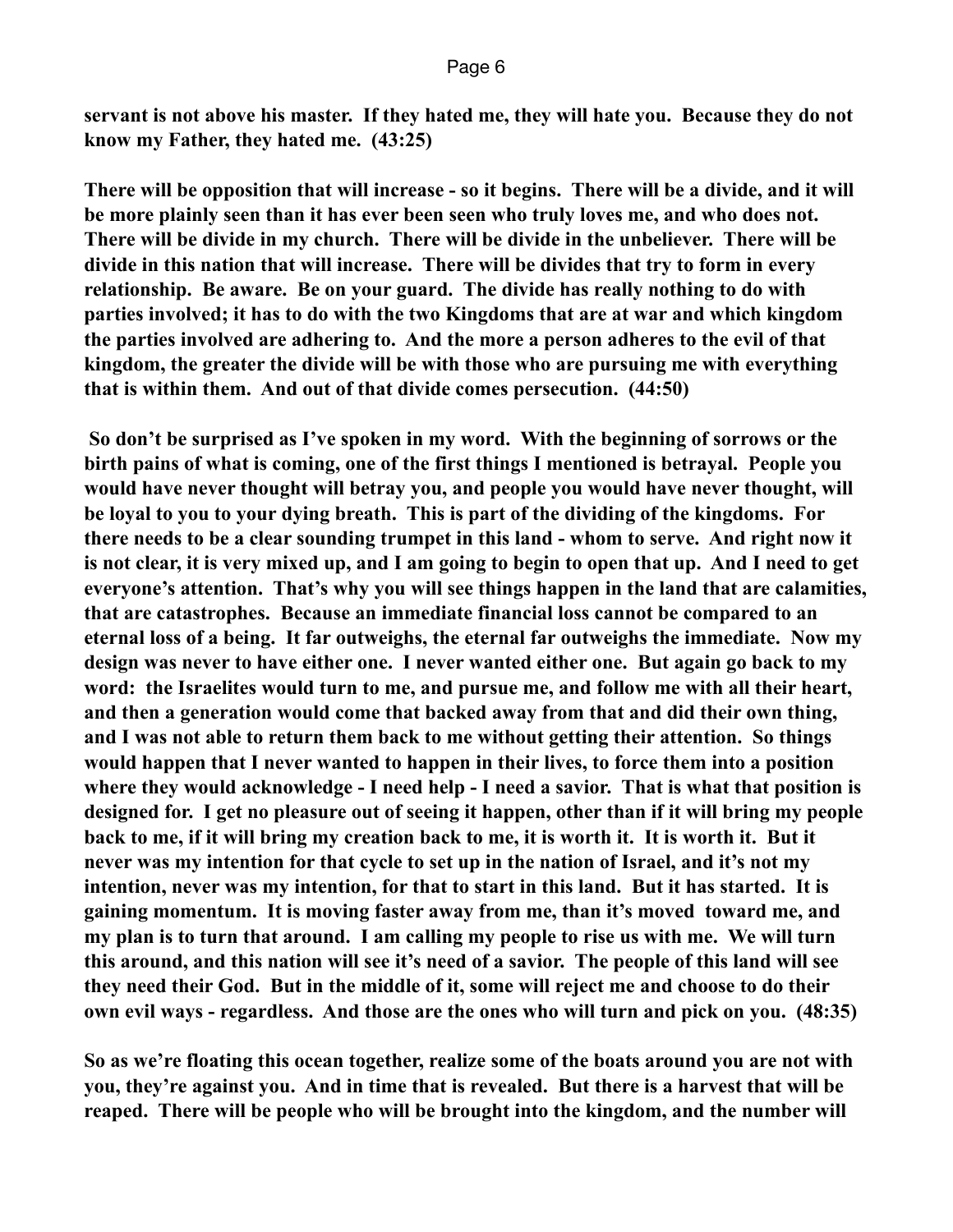**servant is not above his master. If they hated me, they will hate you. Because they do not know my Father, they hated me. (43:25)**

**There will be opposition that will increase - so it begins. There will be a divide, and it will be more plainly seen than it has ever been seen who truly loves me, and who does not. There will be divide in my church. There will be divide in the unbeliever. There will be divide in this nation that will increase. There will be divides that try to form in every relationship. Be aware. Be on your guard. The divide has really nothing to do with parties involved; it has to do with the two Kingdoms that are at war and which kingdom the parties involved are adhering to. And the more a person adheres to the evil of that kingdom, the greater the divide will be with those who are pursuing me with everything that is within them. And out of that divide comes persecution. (44:50)**

**So don't be surprised as I've spoken in my word. With the beginning of sorrows or the birth pains of what is coming, one of the first things I mentioned is betrayal. People you would have never thought will betray you, and people you would have never thought, will be loyal to you to your dying breath. This is part of the dividing of the kingdoms. For there needs to be a clear sounding trumpet in this land - whom to serve. And right now it is not clear, it is very mixed up, and I am going to begin to open that up. And I need to get everyone's attention. That's why you will see things happen in the land that are calamities, that are catastrophes. Because an immediate financial loss cannot be compared to an eternal loss of a being. It far outweighs, the eternal far outweighs the immediate. Now my design was never to have either one. I never wanted either one. But again go back to my word: the Israelites would turn to me, and pursue me, and follow me with all their heart, and then a generation would come that backed away from that and did their own thing, and I was not able to return them back to me without getting their attention. So things would happen that I never wanted to happen in their lives, to force them into a position where they would acknowledge - I need help - I need a savior. That is what that position is designed for. I get no pleasure out of seeing it happen, other than if it will bring my people back to me, if it will bring my creation back to me, it is worth it. It is worth it. But it never was my intention for that cycle to set up in the nation of Israel, and it's not my intention, never was my intention, for that to start in this land. But it has started. It is gaining momentum. It is moving faster away from me, than it's moved toward me, and my plan is to turn that around. I am calling my people to rise us with me. We will turn this around, and this nation will see it's need of a savior. The people of this land will see they need their God. But in the middle of it, some will reject me and choose to do their own evil ways - regardless. And those are the ones who will turn and pick on you. (48:35)**

**So as we're floating this ocean together, realize some of the boats around you are not with you, they're against you. And in time that is revealed. But there is a harvest that will be reaped. There will be people who will be brought into the kingdom, and the number will**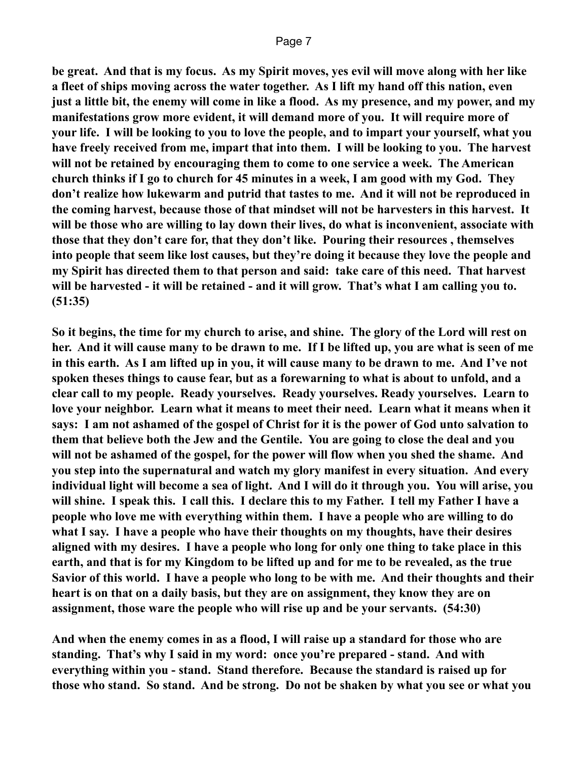**be great. And that is my focus. As my Spirit moves, yes evil will move along with her like a fleet of ships moving across the water together. As I lift my hand off this nation, even just a little bit, the enemy will come in like a flood. As my presence, and my power, and my manifestations grow more evident, it will demand more of you. It will require more of your life. I will be looking to you to love the people, and to impart your yourself, what you have freely received from me, impart that into them. I will be looking to you. The harvest will not be retained by encouraging them to come to one service a week. The American church thinks if I go to church for 45 minutes in a week, I am good with my God. They don't realize how lukewarm and putrid that tastes to me. And it will not be reproduced in the coming harvest, because those of that mindset will not be harvesters in this harvest. It will be those who are willing to lay down their lives, do what is inconvenient, associate with those that they don't care for, that they don't like. Pouring their resources , themselves into people that seem like lost causes, but they're doing it because they love the people and my Spirit has directed them to that person and said: take care of this need. That harvest will be harvested - it will be retained - and it will grow. That's what I am calling you to. (51:35)**

**So it begins, the time for my church to arise, and shine. The glory of the Lord will rest on her. And it will cause many to be drawn to me. If I be lifted up, you are what is seen of me in this earth. As I am lifted up in you, it will cause many to be drawn to me. And I've not spoken theses things to cause fear, but as a forewarning to what is about to unfold, and a clear call to my people. Ready yourselves. Ready yourselves. Ready yourselves. Learn to love your neighbor. Learn what it means to meet their need. Learn what it means when it says: I am not ashamed of the gospel of Christ for it is the power of God unto salvation to them that believe both the Jew and the Gentile. You are going to close the deal and you will not be ashamed of the gospel, for the power will flow when you shed the shame. And you step into the supernatural and watch my glory manifest in every situation. And every individual light will become a sea of light. And I will do it through you. You will arise, you will shine. I speak this. I call this. I declare this to my Father. I tell my Father I have a people who love me with everything within them. I have a people who are willing to do what I say. I have a people who have their thoughts on my thoughts, have their desires aligned with my desires. I have a people who long for only one thing to take place in this earth, and that is for my Kingdom to be lifted up and for me to be revealed, as the true Savior of this world. I have a people who long to be with me. And their thoughts and their heart is on that on a daily basis, but they are on assignment, they know they are on assignment, those ware the people who will rise up and be your servants. (54:30)**

**And when the enemy comes in as a flood, I will raise up a standard for those who are standing. That's why I said in my word: once you're prepared - stand. And with everything within you - stand. Stand therefore. Because the standard is raised up for those who stand. So stand. And be strong. Do not be shaken by what you see or what you**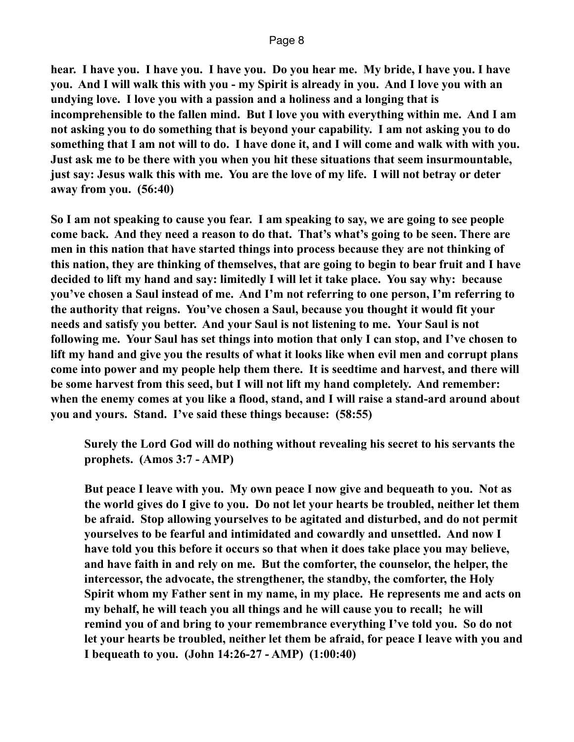**hear. I have you. I have you. I have you. Do you hear me. My bride, I have you. I have you. And I will walk this with you - my Spirit is already in you. And I love you with an undying love. I love you with a passion and a holiness and a longing that is incomprehensible to the fallen mind. But I love you with everything within me. And I am not asking you to do something that is beyond your capability. I am not asking you to do something that I am not will to do. I have done it, and I will come and walk with with you. Just ask me to be there with you when you hit these situations that seem insurmountable, just say: Jesus walk this with me. You are the love of my life. I will not betray or deter away from you. (56:40)**

**So I am not speaking to cause you fear. I am speaking to say, we are going to see people come back. And they need a reason to do that. That's what's going to be seen. There are men in this nation that have started things into process because they are not thinking of this nation, they are thinking of themselves, that are going to begin to bear fruit and I have decided to lift my hand and say: limitedly I will let it take place. You say why: because you've chosen a Saul instead of me. And I'm not referring to one person, I'm referring to the authority that reigns. You've chosen a Saul, because you thought it would fit your needs and satisfy you better. And your Saul is not listening to me. Your Saul is not following me. Your Saul has set things into motion that only I can stop, and I've chosen to lift my hand and give you the results of what it looks like when evil men and corrupt plans come into power and my people help them there. It is seedtime and harvest, and there will be some harvest from this seed, but I will not lift my hand completely. And remember: when the enemy comes at you like a flood, stand, and I will raise a stand-ard around about you and yours. Stand. I've said these things because: (58:55)**

> **Surely the Lord God will do nothing without revealing his secret to his servants the prophets. (Amos 3:7 - AMP)**
>
> **But peace I leave with you. My own peace I now give and bequeath to you. Not as the world gives do I give to you. Do not let your hearts be troubled, neither let them be afraid. Stop allowing yourselves to be agitated and disturbed, and do not permit yourselves to be fearful and intimidated and cowardly and unsettled. And now I have told you this before it occurs so that when it does take place you may believe, and have faith in and rely on me. But the comforter, the counselor, the helper, the intercessor, the advocate, the strengthener, the standby, the comforter, the Holy Spirit whom my Father sent in my name, in my place. He represents me and acts on my behalf, he will teach you all things and he will cause you to recall; he will remind you of and bring to your remembrance everything I've told you. So do not let your hearts be troubled, neither let them be afraid, for peace I leave with you and I bequeath to you. (John 14:26-27 - AMP) (1:00:40)**